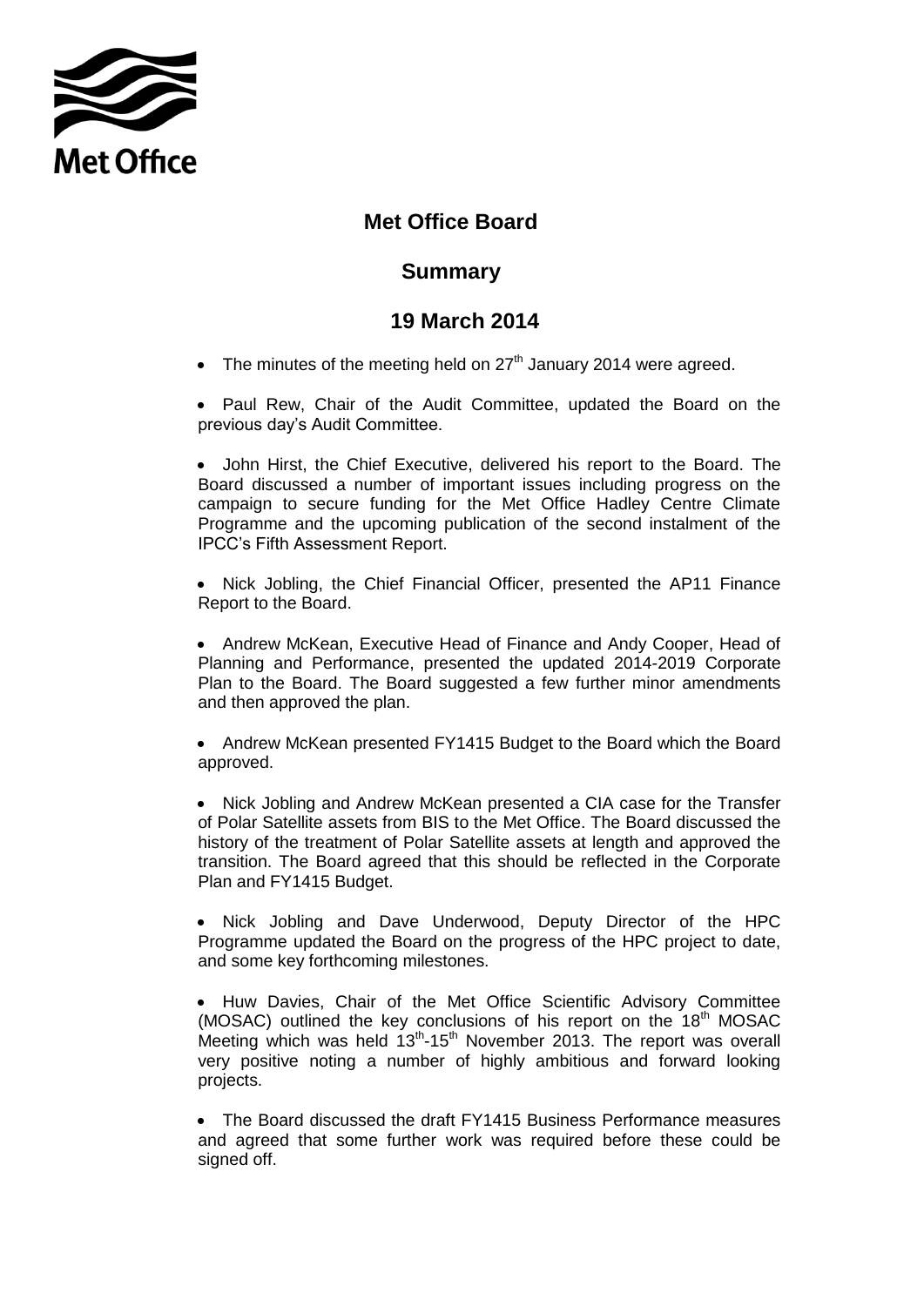Met Office

# Met Office Board

## Summary

## 19 March 2014

- The minutes of the meeting held on 27th January 2014 were agreed.
- Paul Rew, Chair of the Audit Committee, updated the Board on the previous day's Audit Committee.
- John Hirst, the Chief Executive, delivered his report to the Board. The Board discussed a number of important issues including progress on the campaign to secure funding for the Met Office Hadley Centre Climate Programme and the upcoming publication of the second instalment of the IPCC's Fifth Assessment Report.
- Nick Jobling, the Chief Financial Officer, presented the AP11 Finance Report to the Board.
- Andrew McKean, Executive Head of Finance and Andy Cooper, Head of Planning and Performance, presented the updated 2014-2019 Corporate Plan to the Board. The Board suggested a few further minor amendments and then approved the plan.
- Andrew McKean presented FY1415 Budget to the Board which the Board approved.
- Nick Jobling and Andrew McKean presented a CIA case for the Transfer of Polar Satellite assets from BIS to the Met Office. The Board discussed the history of the treatment of Polar Satellite assets at length and approved the transition. The Board agreed that this should be reflected in the Corporate Plan and FY1415 Budget.
- Nick Jobling and Dave Underwood, Deputy Director of the HPC Programme updated the Board on the progress of the HPC project to date, and some key forthcoming milestones.
- Huw Davies, Chair of the Met Office Scientific Advisory Committee (MOSAC) outlined the key conclusions of his report on the 18th MOSAC Meeting which was held 13th-15th November 2013. The report was overall very positive noting a number of highly ambitious and forward looking projects.
- The Board discussed the draft FY1415 Business Performance measures and agreed that some further work was required before these could be signed off.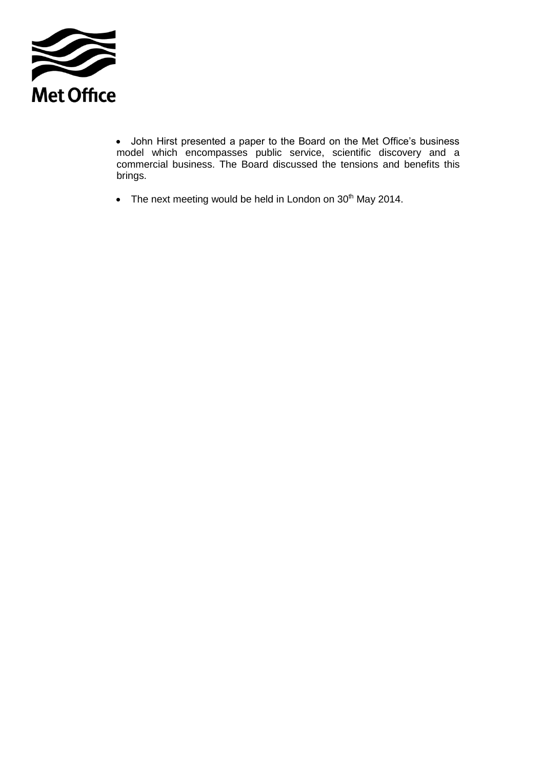- John Hirst presented a paper to the Board on the Met Office's business model which encompasses public service, scientific discovery and a commercial business. The Board discussed the tensions and benefits this brings.

- The next meeting would be held in London on 30th May 2014.